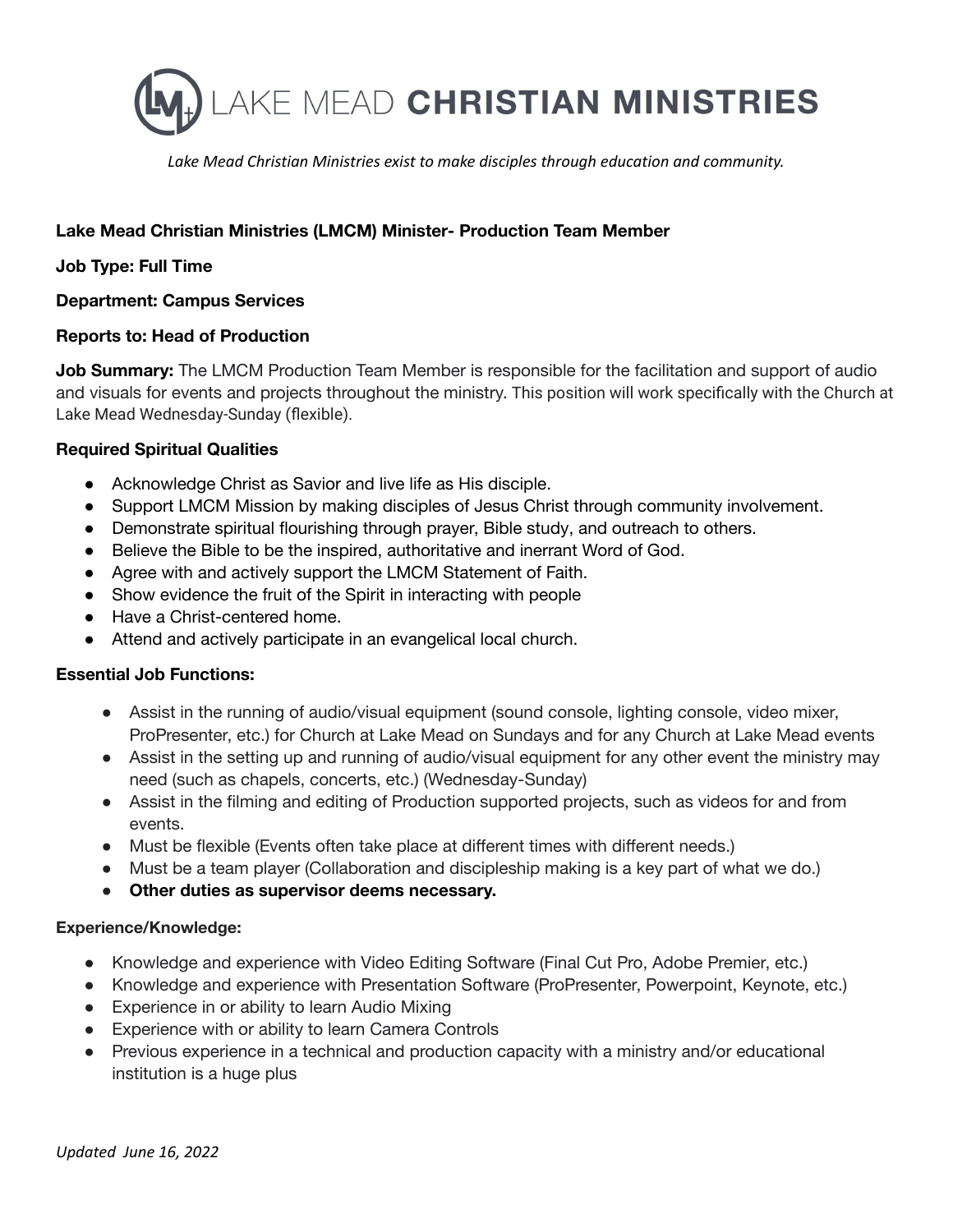# LAKE MEAD CHRISTIAN MINISTRIES

*Lake Mead Christian Ministries exist to make disciples through education and community.*

**Lake Mead Christian Ministries (LMCM) Minister- Production Team Member**

**Job Type: Full Time**

**Department: Campus Services**

**Reports to: Head of Production**

**Job Summary:** The LMCM Production Team Member is responsible for the facilitation and support of audio and visuals for events and projects throughout the ministry. This position will work specifically with the Church at Lake Mead Wednesday-Sunday (flexible).

**Required Spiritual Qualities**

- Acknowledge Christ as Savior and live life as His disciple.
- Support LMCM Mission by making disciples of Jesus Christ through community involvement.
- Demonstrate spiritual flourishing through prayer, Bible study, and outreach to others.
- Believe the Bible to be the inspired, authoritative and inerrant Word of God.
- Agree with and actively support the LMCM Statement of Faith.
- Show evidence the fruit of the Spirit in interacting with people
- Have a Christ-centered home.
- Attend and actively participate in an evangelical local church.

**Essential Job Functions:**

- Assist in the running of audio/visual equipment (sound console, lighting console, video mixer, ProPresenter, etc.) for Church at Lake Mead on Sundays and for any Church at Lake Mead events
- Assist in the setting up and running of audio/visual equipment for any other event the ministry may need (such as chapels, concerts, etc.) (Wednesday-Sunday)
- Assist in the filming and editing of Production supported projects, such as videos for and from events.
- Must be flexible (Events often take place at different times with different needs.)
- Must be a team player (Collaboration and discipleship making is a key part of what we do.)
- **Other duties as supervisor deems necessary.**

**Experience/Knowledge:**

- Knowledge and experience with Video Editing Software (Final Cut Pro, Adobe Premier, etc.)
- Knowledge and experience with Presentation Software (ProPresenter, Powerpoint, Keynote, etc.)
- Experience in or ability to learn Audio Mixing
- Experience with or ability to learn Camera Controls
- Previous experience in a technical and production capacity with a ministry and/or educational institution is a huge plus

*Updated June 16, 2022*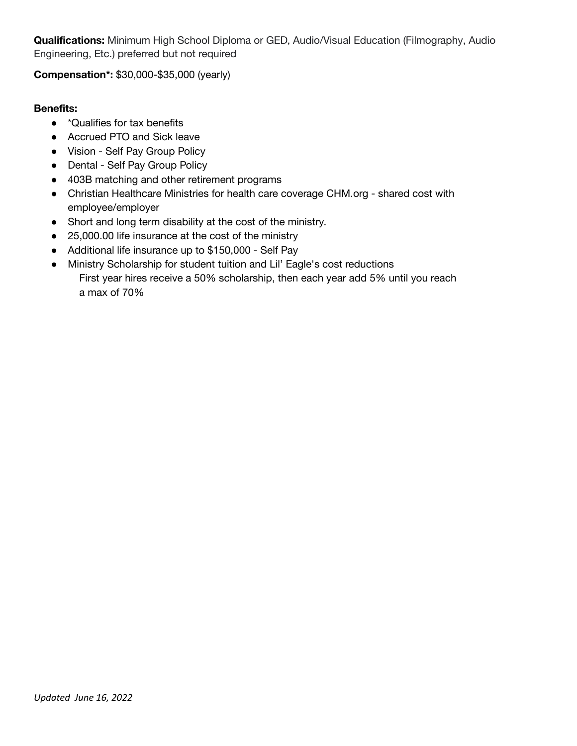**Qualifications:** Minimum High School Diploma or GED, Audio/Visual Education (Filmography, Audio Engineering, Etc.) preferred but not required

**Compensation*:** $30,000-$35,000 (yearly)

**Benefits:**

- *Qualifies for tax benefits
- Accrued PTO and Sick leave
- Vision - Self Pay Group Policy
- Dental - Self Pay Group Policy
- 403B matching and other retirement programs
- Christian Healthcare Ministries for health care coverage CHM.org - shared cost with employee/employer
- Short and long term disability at the cost of the ministry.
- 25,000.00 life insurance at the cost of the ministry
- Additional life insurance up to $150,000 - Self Pay
- Ministry Scholarship for student tuition and Lil' Eagle's cost reductions
  First year hires receive a 50% scholarship, then each year add 5% until you reach a max of 70%

*Updated June 16, 2022*